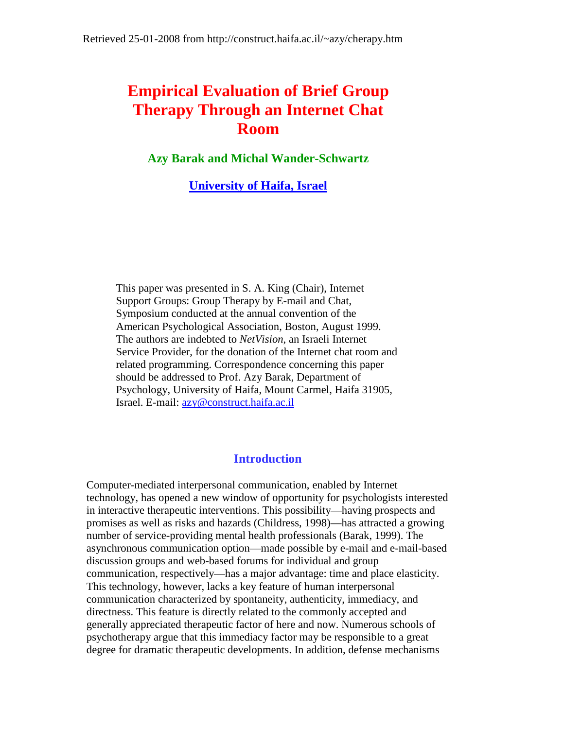Retrieved 25-01-2008 from http://construct.haifa.ac.il/~azy/cherapy.htm

# Empirical Evaluation of Brief Group Therapy Through an Internet Chat Room

**Azy Barak and Michal Wander-Schwartz**

**University of Haifa, Israel**

This paper was presented in S. A. King (Chair), Internet Support Groups: Group Therapy by E-mail and Chat, Symposium conducted at the annual convention of the American Psychological Association, Boston, August 1999. The authors are indebted to *NetVision*, an Israeli Internet Service Provider, for the donation of the Internet chat room and related programming. Correspondence concerning this paper should be addressed to Prof. Azy Barak, Department of Psychology, University of Haifa, Mount Carmel, Haifa 31905, Israel. E-mail: azy@construct.haifa.ac.il

## Introduction

Computer-mediated interpersonal communication, enabled by Internet technology, has opened a new window of opportunity for psychologists interested in interactive therapeutic interventions. This possibility—having prospects and promises as well as risks and hazards (Childress, 1998)—has attracted a growing number of service-providing mental health professionals (Barak, 1999). The asynchronous communication option—made possible by e-mail and e-mail-based discussion groups and web-based forums for individual and group communication, respectively—has a major advantage: time and place elasticity. This technology, however, lacks a key feature of human interpersonal communication characterized by spontaneity, authenticity, immediacy, and directness. This feature is directly related to the commonly accepted and generally appreciated therapeutic factor of here and now. Numerous schools of psychotherapy argue that this immediacy factor may be responsible to a great degree for dramatic therapeutic developments. In addition, defense mechanisms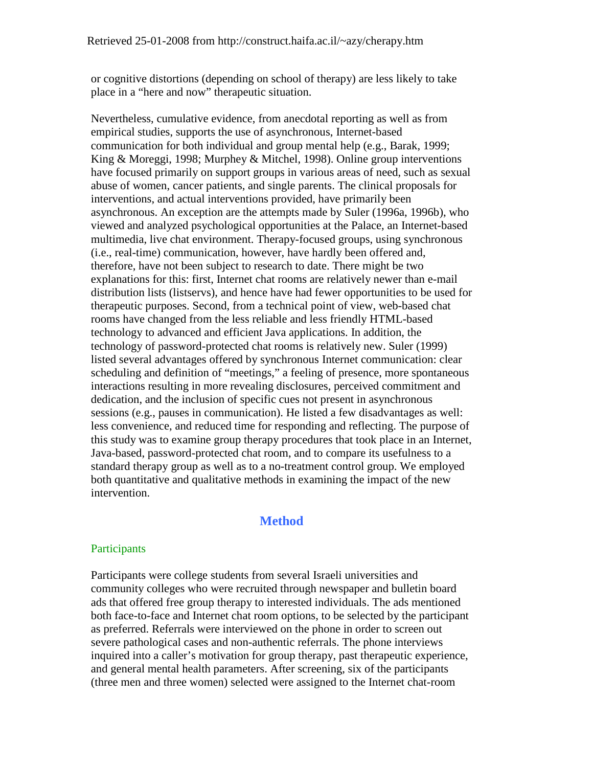or cognitive distortions (depending on school of therapy) are less likely to take place in a "here and now" therapeutic situation.

Nevertheless, cumulative evidence, from anecdotal reporting as well as from empirical studies, supports the use of asynchronous, Internet-based communication for both individual and group mental help (e.g., Barak, 1999; King & Moreggi, 1998; Murphey & Mitchel, 1998). Online group interventions have focused primarily on support groups in various areas of need, such as sexual abuse of women, cancer patients, and single parents. The clinical proposals for interventions, and actual interventions provided, have primarily been asynchronous. An exception are the attempts made by Suler (1996a, 1996b), who viewed and analyzed psychological opportunities at the Palace, an Internet-based multimedia, live chat environment. Therapy-focused groups, using synchronous (i.e., real-time) communication, however, have hardly been offered and, therefore, have not been subject to research to date. There might be two explanations for this: first, Internet chat rooms are relatively newer than e-mail distribution lists (listservs), and hence have had fewer opportunities to be used for therapeutic purposes. Second, from a technical point of view, web-based chat rooms have changed from the less reliable and less friendly HTML-based technology to advanced and efficient Java applications. In addition, the technology of password-protected chat rooms is relatively new. Suler (1999) listed several advantages offered by synchronous Internet communication: clear scheduling and definition of "meetings," a feeling of presence, more spontaneous interactions resulting in more revealing disclosures, perceived commitment and dedication, and the inclusion of specific cues not present in asynchronous sessions (e.g., pauses in communication). He listed a few disadvantages as well: less convenience, and reduced time for responding and reflecting. The purpose of this study was to examine group therapy procedures that took place in an Internet, Java-based, password-protected chat room, and to compare its usefulness to a standard therapy group as well as to a no-treatment control group. We employed both quantitative and qualitative methods in examining the impact of the new intervention.

## Method

### Participants

Participants were college students from several Israeli universities and community colleges who were recruited through newspaper and bulletin board ads that offered free group therapy to interested individuals. The ads mentioned both face-to-face and Internet chat room options, to be selected by the participant as preferred. Referrals were interviewed on the phone in order to screen out severe pathological cases and non-authentic referrals. The phone interviews inquired into a caller's motivation for group therapy, past therapeutic experience, and general mental health parameters. After screening, six of the participants (three men and three women) selected were assigned to the Internet chat-room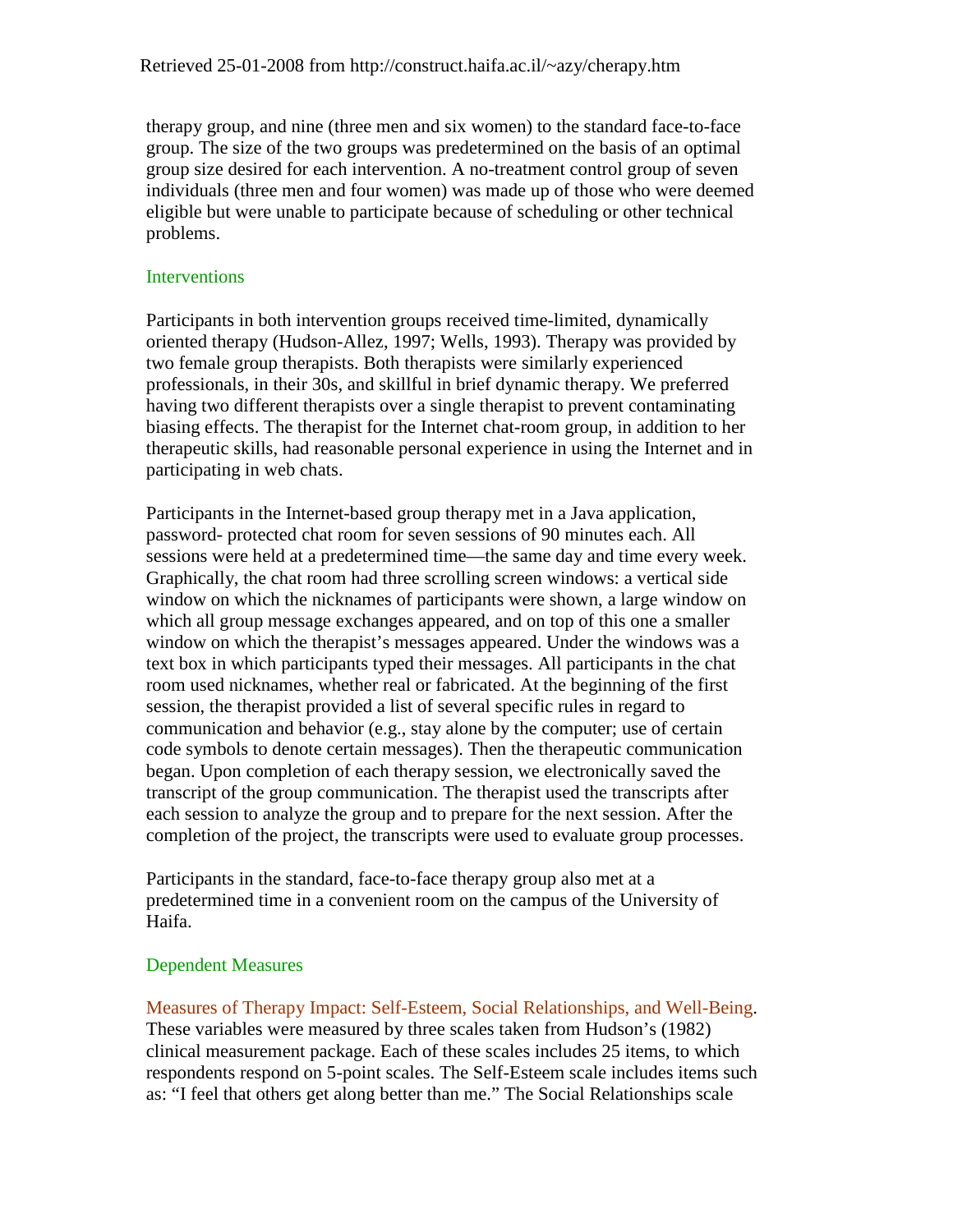therapy group, and nine (three men and six women) to the standard face-to-face group. The size of the two groups was predetermined on the basis of an optimal group size desired for each intervention. A no-treatment control group of seven individuals (three men and four women) was made up of those who were deemed eligible but were unable to participate because of scheduling or other technical problems.

## Interventions

Participants in both intervention groups received time-limited, dynamically oriented therapy (Hudson-Allez, 1997; Wells, 1993). Therapy was provided by two female group therapists. Both therapists were similarly experienced professionals, in their 30s, and skillful in brief dynamic therapy. We preferred having two different therapists over a single therapist to prevent contaminating biasing effects. The therapist for the Internet chat-room group, in addition to her therapeutic skills, had reasonable personal experience in using the Internet and in participating in web chats.

Participants in the Internet-based group therapy met in a Java application, password- protected chat room for seven sessions of 90 minutes each. All sessions were held at a predetermined time—the same day and time every week. Graphically, the chat room had three scrolling screen windows: a vertical side window on which the nicknames of participants were shown, a large window on which all group message exchanges appeared, and on top of this one a smaller window on which the therapist's messages appeared. Under the windows was a text box in which participants typed their messages. All participants in the chat room used nicknames, whether real or fabricated. At the beginning of the first session, the therapist provided a list of several specific rules in regard to communication and behavior (e.g., stay alone by the computer; use of certain code symbols to denote certain messages). Then the therapeutic communication began. Upon completion of each therapy session, we electronically saved the transcript of the group communication. The therapist used the transcripts after each session to analyze the group and to prepare for the next session. After the completion of the project, the transcripts were used to evaluate group processes.

Participants in the standard, face-to-face therapy group also met at a predetermined time in a convenient room on the campus of the University of Haifa.

## Dependent Measures

### Measures of Therapy Impact: Self-Esteem, Social Relationships, and Well-Being.

These variables were measured by three scales taken from Hudson's (1982) clinical measurement package. Each of these scales includes 25 items, to which respondents respond on 5-point scales. The Self-Esteem scale includes items such as: "I feel that others get along better than me." The Social Relationships scale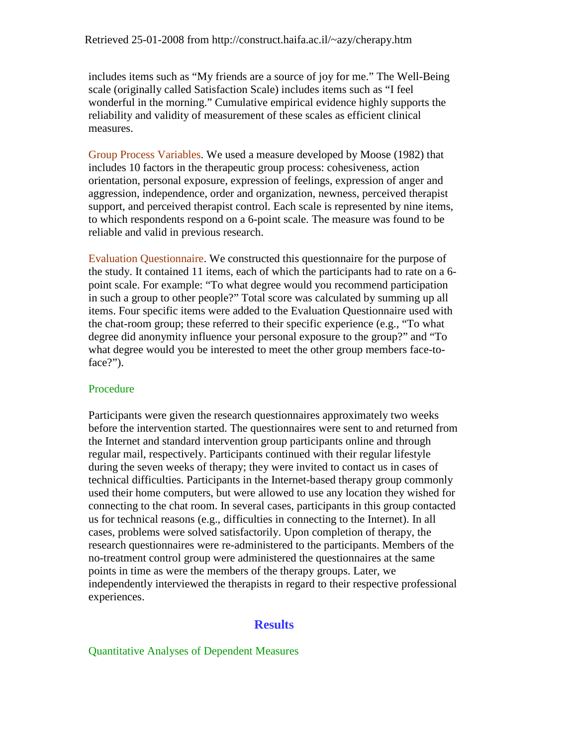includes items such as “My friends are a source of joy for me.” The Well-Being scale (originally called Satisfaction Scale) includes items such as “I feel wonderful in the morning.” Cumulative empirical evidence highly supports the reliability and validity of measurement of these scales as efficient clinical measures.

Group Process Variables. We used a measure developed by Moose (1982) that includes 10 factors in the therapeutic group process: cohesiveness, action orientation, personal exposure, expression of feelings, expression of anger and aggression, independence, order and organization, newness, perceived therapist support, and perceived therapist control. Each scale is represented by nine items, to which respondents respond on a 6-point scale. The measure was found to be reliable and valid in previous research.

Evaluation Questionnaire. We constructed this questionnaire for the purpose of the study. It contained 11 items, each of which the participants had to rate on a 6-point scale. For example: “To what degree would you recommend participation in such a group to other people?” Total score was calculated by summing up all items. Four specific items were added to the Evaluation Questionnaire used with the chat-room group; these referred to their specific experience (e.g., “To what degree did anonymity influence your personal exposure to the group?” and “To what degree would you be interested to meet the other group members face-to-face?”).

### Procedure

Participants were given the research questionnaires approximately two weeks before the intervention started. The questionnaires were sent to and returned from the Internet and standard intervention group participants online and through regular mail, respectively. Participants continued with their regular lifestyle during the seven weeks of therapy; they were invited to contact us in cases of technical difficulties. Participants in the Internet-based therapy group commonly used their home computers, but were allowed to use any location they wished for connecting to the chat room. In several cases, participants in this group contacted us for technical reasons (e.g., difficulties in connecting to the Internet). In all cases, problems were solved satisfactorily. Upon completion of therapy, the research questionnaires were re-administered to the participants. Members of the no-treatment control group were administered the questionnaires at the same points in time as were the members of the therapy groups. Later, we independently interviewed the therapists in regard to their respective professional experiences.

## Results

### Quantitative Analyses of Dependent Measures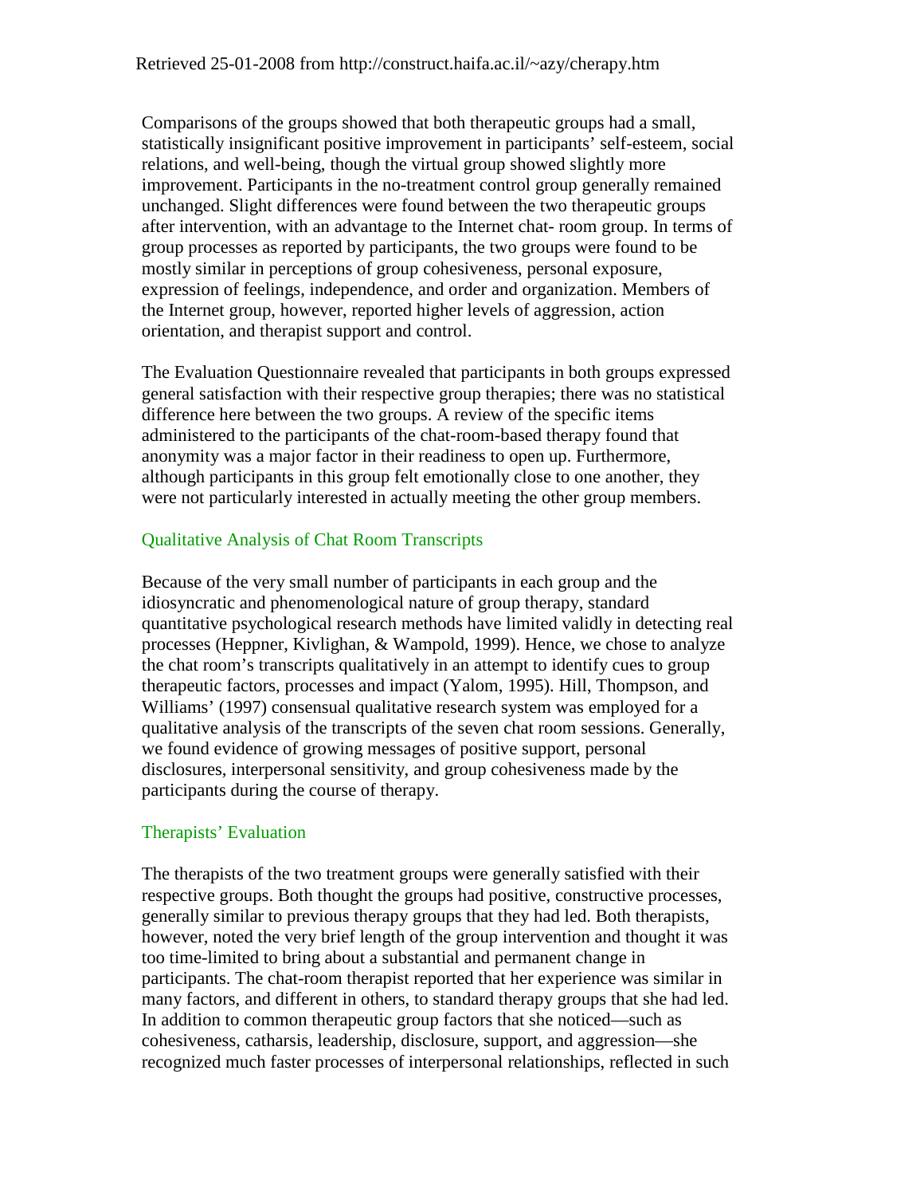Comparisons of the groups showed that both therapeutic groups had a small, statistically insignificant positive improvement in participants' self-esteem, social relations, and well-being, though the virtual group showed slightly more improvement. Participants in the no-treatment control group generally remained unchanged. Slight differences were found between the two therapeutic groups after intervention, with an advantage to the Internet chat- room group. In terms of group processes as reported by participants, the two groups were found to be mostly similar in perceptions of group cohesiveness, personal exposure, expression of feelings, independence, and order and organization. Members of the Internet group, however, reported higher levels of aggression, action orientation, and therapist support and control.

The Evaluation Questionnaire revealed that participants in both groups expressed general satisfaction with their respective group therapies; there was no statistical difference here between the two groups. A review of the specific items administered to the participants of the chat-room-based therapy found that anonymity was a major factor in their readiness to open up. Furthermore, although participants in this group felt emotionally close to one another, they were not particularly interested in actually meeting the other group members.

## Qualitative Analysis of Chat Room Transcripts

Because of the very small number of participants in each group and the idiosyncratic and phenomenological nature of group therapy, standard quantitative psychological research methods have limited validly in detecting real processes (Heppner, Kivlighan, & Wampold, 1999). Hence, we chose to analyze the chat room's transcripts qualitatively in an attempt to identify cues to group therapeutic factors, processes and impact (Yalom, 1995). Hill, Thompson, and Williams' (1997) consensual qualitative research system was employed for a qualitative analysis of the transcripts of the seven chat room sessions. Generally, we found evidence of growing messages of positive support, personal disclosures, interpersonal sensitivity, and group cohesiveness made by the participants during the course of therapy.

## Therapists' Evaluation

The therapists of the two treatment groups were generally satisfied with their respective groups. Both thought the groups had positive, constructive processes, generally similar to previous therapy groups that they had led. Both therapists, however, noted the very brief length of the group intervention and thought it was too time-limited to bring about a substantial and permanent change in participants. The chat-room therapist reported that her experience was similar in many factors, and different in others, to standard therapy groups that she had led. In addition to common therapeutic group factors that she noticed—such as cohesiveness, catharsis, leadership, disclosure, support, and aggression—she recognized much faster processes of interpersonal relationships, reflected in such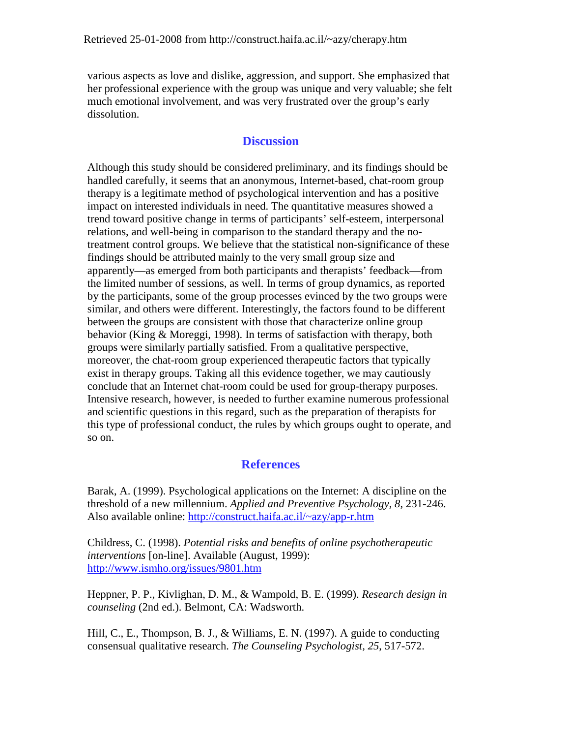various aspects as love and dislike, aggression, and support. She emphasized that her professional experience with the group was unique and very valuable; she felt much emotional involvement, and was very frustrated over the group's early dissolution.

## Discussion

Although this study should be considered preliminary, and its findings should be handled carefully, it seems that an anonymous, Internet-based, chat-room group therapy is a legitimate method of psychological intervention and has a positive impact on interested individuals in need. The quantitative measures showed a trend toward positive change in terms of participants' self-esteem, interpersonal relations, and well-being in comparison to the standard therapy and the no-treatment control groups. We believe that the statistical non-significance of these findings should be attributed mainly to the very small group size and apparently—as emerged from both participants and therapists' feedback—from the limited number of sessions, as well. In terms of group dynamics, as reported by the participants, some of the group processes evinced by the two groups were similar, and others were different. Interestingly, the factors found to be different between the groups are consistent with those that characterize online group behavior (King & Moreggi, 1998). In terms of satisfaction with therapy, both groups were similarly partially satisfied. From a qualitative perspective, moreover, the chat-room group experienced therapeutic factors that typically exist in therapy groups. Taking all this evidence together, we may cautiously conclude that an Internet chat-room could be used for group-therapy purposes. Intensive research, however, is needed to further examine numerous professional and scientific questions in this regard, such as the preparation of therapists for this type of professional conduct, the rules by which groups ought to operate, and so on.

## References

Barak, A. (1999). Psychological applications on the Internet: A discipline on the threshold of a new millennium. *Applied and Preventive Psychology, 8*, 231-246. Also available online: http://construct.haifa.ac.il/~azy/app-r.htm

Childress, C. (1998). *Potential risks and benefits of online psychotherapeutic interventions* [on-line]. Available (August, 1999): http://www.ismho.org/issues/9801.htm

Heppner, P. P., Kivlighan, D. M., & Wampold, B. E. (1999). *Research design in counseling* (2nd ed.). Belmont, CA: Wadsworth.

Hill, C., E., Thompson, B. J., & Williams, E. N. (1997). A guide to conducting consensual qualitative research. *The Counseling Psychologist, 25*, 517-572.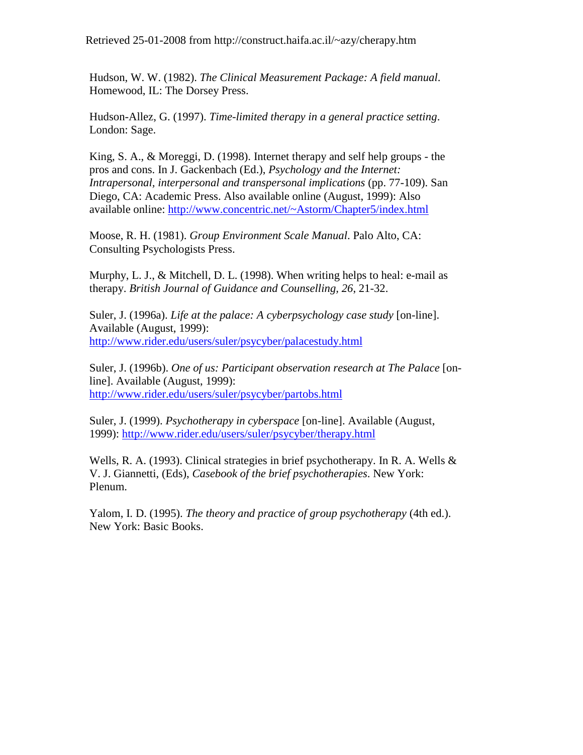Retrieved 25-01-2008 from http://construct.haifa.ac.il/~azy/cherapy.htm

Hudson, W. W. (1982). *The Clinical Measurement Package: A field manual*. Homewood, IL: The Dorsey Press.

Hudson-Allez, G. (1997). *Time-limited therapy in a general practice setting*. London: Sage.

King, S. A., & Moreggi, D. (1998). Internet therapy and self help groups - the pros and cons. In J. Gackenbach (Ed.), *Psychology and the Internet: Intrapersonal, interpersonal and transpersonal implications* (pp. 77-109). San Diego, CA: Academic Press. Also available online (August, 1999): Also available online: http://www.concentric.net/~Astorm/Chapter5/index.html

Moose, R. H. (1981). *Group Environment Scale Manual*. Palo Alto, CA: Consulting Psychologists Press.

Murphy, L. J., & Mitchell, D. L. (1998). When writing helps to heal: e-mail as therapy. *British Journal of Guidance and Counselling, 26*, 21-32.

Suler, J. (1996a). *Life at the palace: A cyberpsychology case study* [on-line]. Available (August, 1999): http://www.rider.edu/users/suler/psycyber/palacestudy.html

Suler, J. (1996b). *One of us: Participant observation research at The Palace* [on-line]. Available (August, 1999): http://www.rider.edu/users/suler/psycyber/partobs.html

Suler, J. (1999). *Psychotherapy in cyberspace* [on-line]. Available (August, 1999): http://www.rider.edu/users/suler/psycyber/therapy.html

Wells, R. A. (1993). Clinical strategies in brief psychotherapy. In R. A. Wells & V. J. Giannetti, (Eds), *Casebook of the brief psychotherapies*. New York: Plenum.

Yalom, I. D. (1995). *The theory and practice of group psychotherapy* (4th ed.). New York: Basic Books.